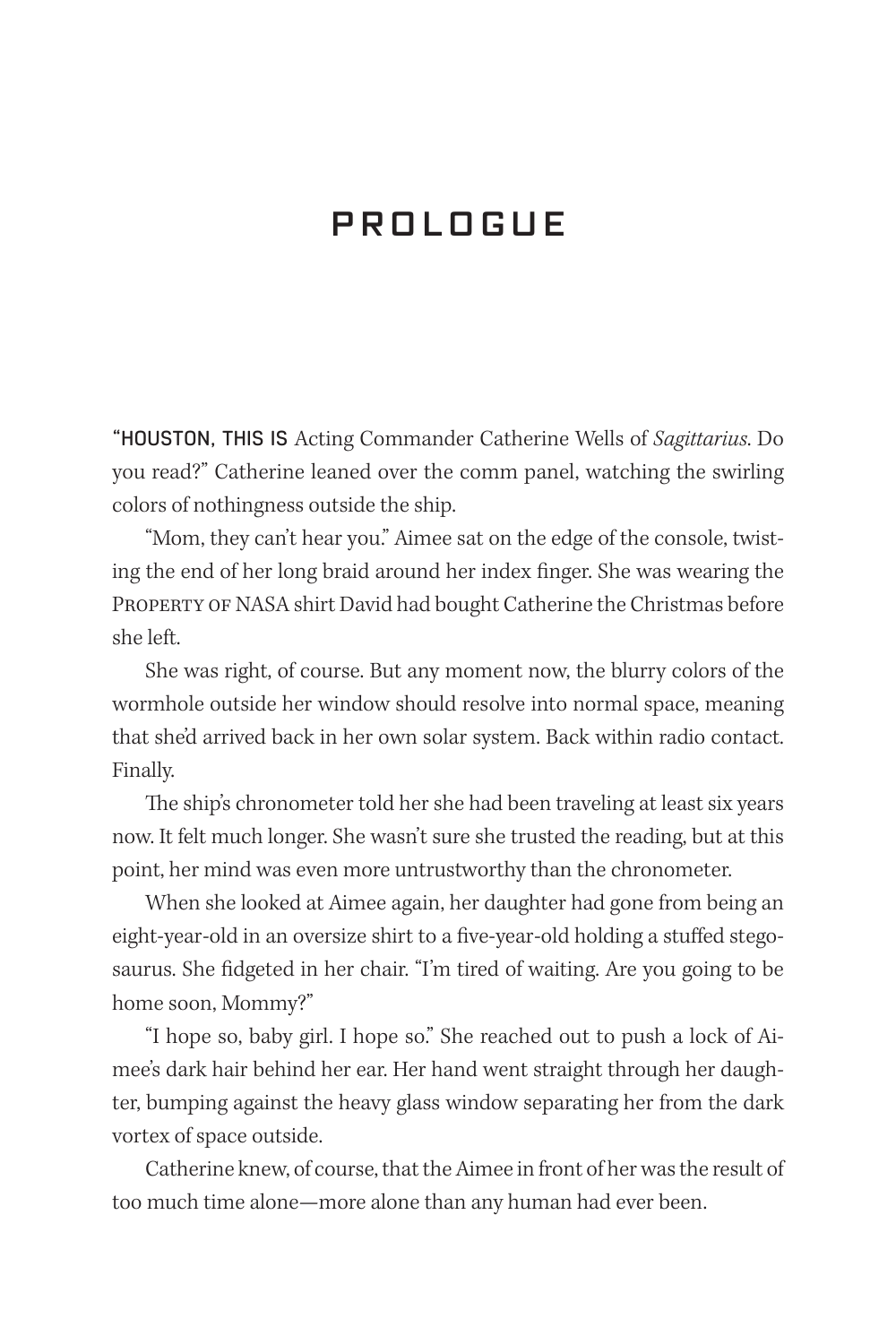# PROLOGUE

"HOUSTON, THIS IS Acting Commander Catherine Wells of *Sagittarius*. Do you read?" Catherine leaned over the comm panel, watching the swirling colors of nothingness outside the ship.

"Mom, they can't hear you." Aimee sat on the edge of the console, twisting the end of her long braid around her index finger. She was wearing the PROPERTY OF NASA shirt David had bought Catherine the Christmas before she left.

She was right, of course. But any moment now, the blurry colors of the wormhole outside her window should resolve into normal space, meaning that she'd arrived back in her own solar system. Back within radio contact. Finally.

The ship's chronometer told her she had been traveling at least six years now. It felt much longer. She wasn't sure she trusted the reading, but at this point, her mind was even more untrustworthy than the chronometer.

When she looked at Aimee again, her daughter had gone from being an eight-year-old in an oversize shirt to a five-year-old holding a stuffed stegosaurus. She fidgeted in her chair. "I'm tired of waiting. Are you going to be home soon, Mommy?"

"I hope so, baby girl. I hope so." She reached out to push a lock of Aimee's dark hair behind her ear. Her hand went straight through her daughter, bumping against the heavy glass window separating her from the dark vortex of space outside.

Catherine knew, of course, that the Aimee in front of her was the result of too much time alone—more alone than any human had ever been.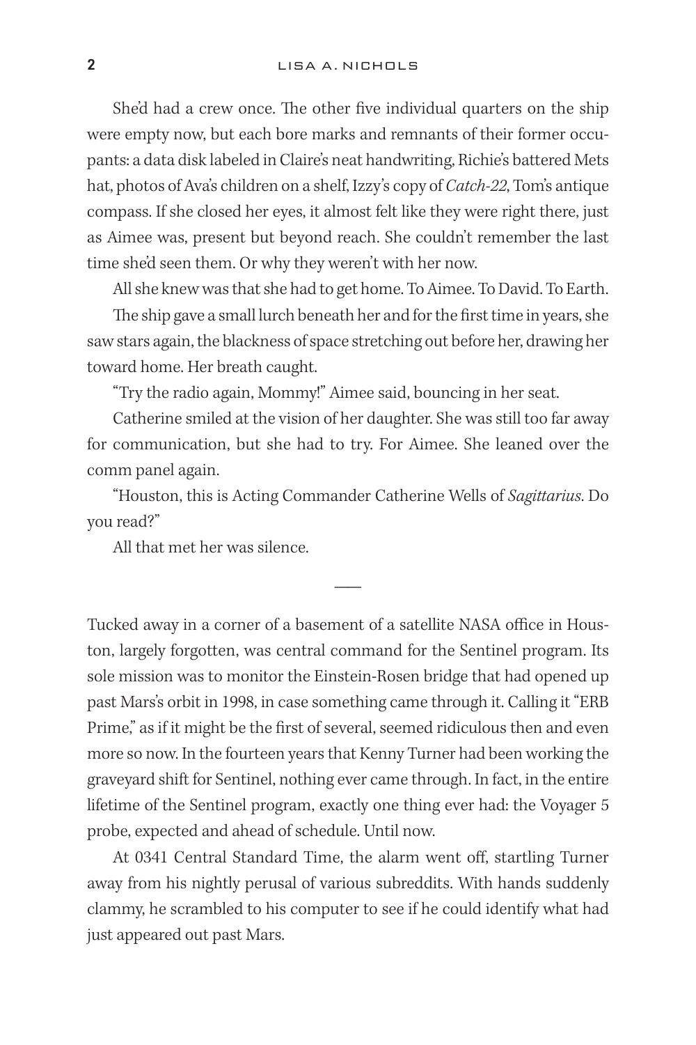She'd had a crew once. The other five individual quarters on the ship were empty now, but each bore marks and remnants of their former occupants: a data disk labeled in Claire's neat handwriting, Richie's battered Mets hat, photos of Ava's children on a shelf, Izzy's copy of *Catch-22*, Tom's antique compass. If she closed her eyes, it almost felt like they were right there, just as Aimee was, present but beyond reach. She couldn't remember the last time she'd seen them. Or why they weren't with her now.

All she knew was that she had to get home. To Aimee. To David. To Earth.

The ship gave a small lurch beneath her and for the first time in years, she saw stars again, the blackness of space stretching out before her, drawing her toward home. Her breath caught.

"Try the radio again, Mommy!" Aimee said, bouncing in her seat.

Catherine smiled at the vision of her daughter. She was still too far away for communication, but she had to try. For Aimee. She leaned over the comm panel again.

"Houston, this is Acting Commander Catherine Wells of *Sagittarius*. Do you read?"

All that met her was silence.

---

Tucked away in a corner of a basement of a satellite NASA office in Houston, largely forgotten, was central command for the Sentinel program. Its sole mission was to monitor the Einstein-Rosen bridge that had opened up past Mars's orbit in 1998, in case something came through it. Calling it "ERB Prime," as if it might be the first of several, seemed ridiculous then and even more so now. In the fourteen years that Kenny Turner had been working the graveyard shift for Sentinel, nothing ever came through. In fact, in the entire lifetime of the Sentinel program, exactly one thing ever had: the Voyager 5 probe, expected and ahead of schedule. Until now.

At 0341 Central Standard Time, the alarm went off, startling Turner away from his nightly perusal of various subreddits. With hands suddenly clammy, he scrambled to his computer to see if he could identify what had just appeared out past Mars.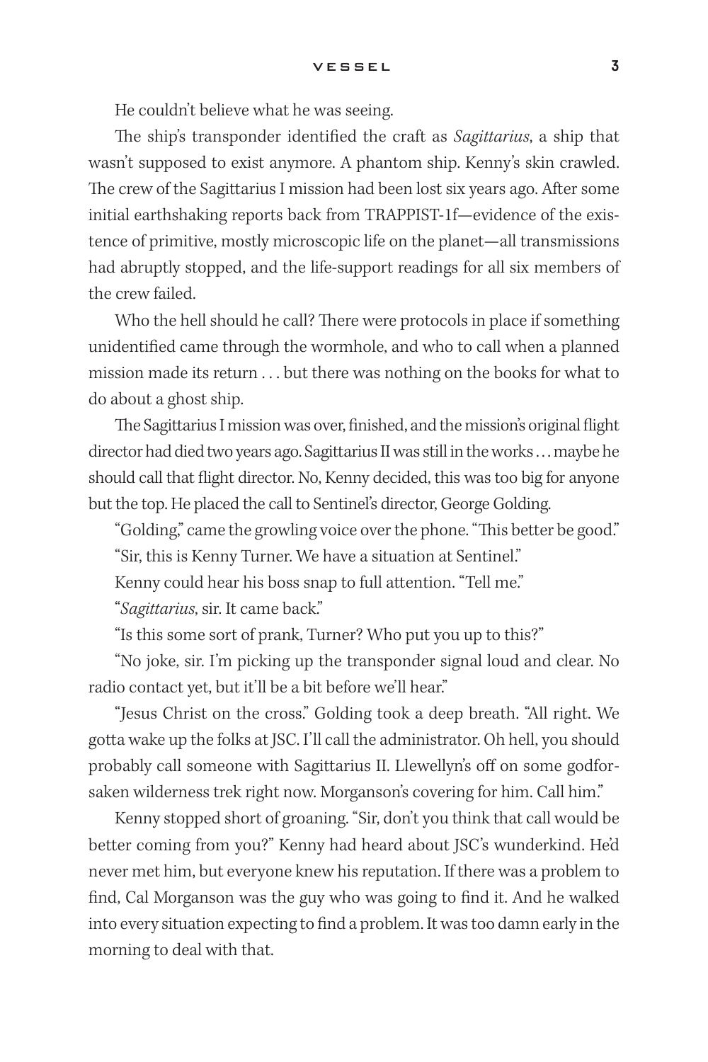He couldn't believe what he was seeing.

The ship's transponder identified the craft as *Sagittarius*, a ship that wasn't supposed to exist anymore. A phantom ship. Kenny's skin crawled. The crew of the Sagittarius I mission had been lost six years ago. After some initial earthshaking reports back from TRAPPIST-1f—evidence of the existence of primitive, mostly microscopic life on the planet—all transmissions had abruptly stopped, and the life-support readings for all six members of the crew failed.

Who the hell should he call? There were protocols in place if something unidentified came through the wormhole, and who to call when a planned mission made its return . . . but there was nothing on the books for what to do about a ghost ship.

The Sagittarius I mission was over, finished, and the mission's original flight director had died two years ago. Sagittarius II was still in the works . . . maybe he should call that flight director. No, Kenny decided, this was too big for anyone but the top. He placed the call to Sentinel's director, George Golding.

"Golding," came the growling voice over the phone. "This better be good."

"Sir, this is Kenny Turner. We have a situation at Sentinel."

Kenny could hear his boss snap to full attention. "Tell me."

"*Sagittarius*, sir. It came back."

"Is this some sort of prank, Turner? Who put you up to this?"

"No joke, sir. I'm picking up the transponder signal loud and clear. No radio contact yet, but it'll be a bit before we'll hear."

"Jesus Christ on the cross." Golding took a deep breath. "All right. We gotta wake up the folks at JSC. I'll call the administrator. Oh hell, you should probably call someone with Sagittarius II. Llewellyn's off on some godforsaken wilderness trek right now. Morganson's covering for him. Call him."

Kenny stopped short of groaning. "Sir, don't you think that call would be better coming from you?" Kenny had heard about JSC's wunderkind. He'd never met him, but everyone knew his reputation. If there was a problem to find, Cal Morganson was the guy who was going to find it. And he walked into every situation expecting to find a problem. It was too damn early in the morning to deal with that.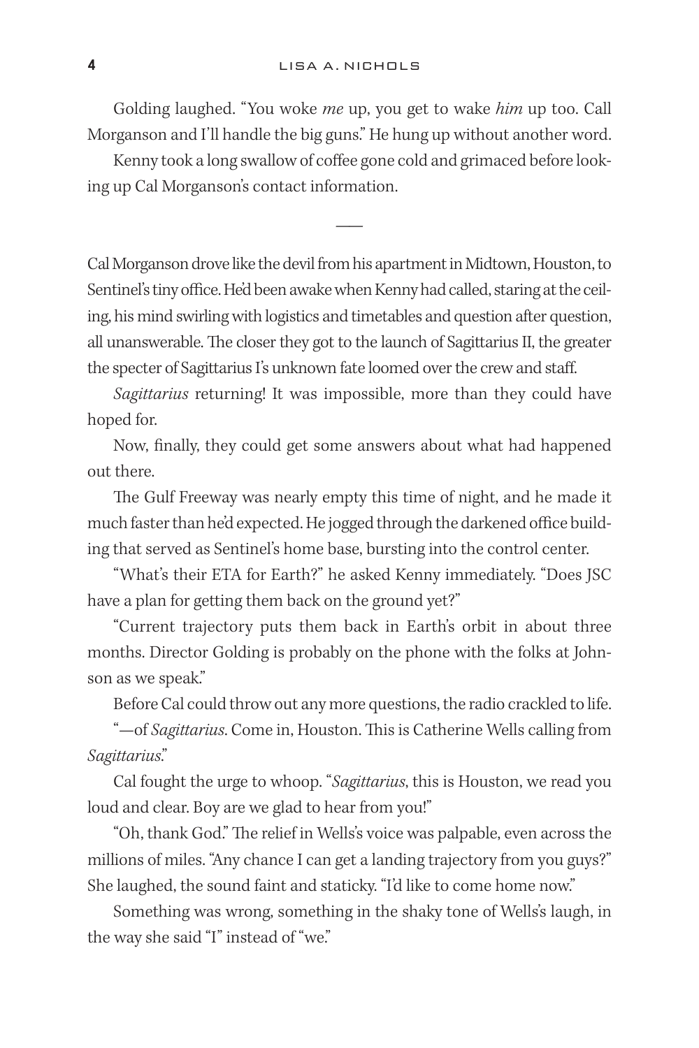Golding laughed. "You woke *me* up, you get to wake *him* up too. Call Morganson and I'll handle the big guns." He hung up without another word.

Kenny took a long swallow of coffee gone cold and grimaced before looking up Cal Morganson's contact information.

---

Cal Morganson drove like the devil from his apartment in Midtown, Houston, to Sentinel's tiny office. He'd been awake when Kenny had called, staring at the ceiling, his mind swirling with logistics and timetables and question after question, all unanswerable. The closer they got to the launch of Sagittarius II, the greater the specter of Sagittarius I's unknown fate loomed over the crew and staff.

*Sagittarius* returning! It was impossible, more than they could have hoped for.

Now, finally, they could get some answers about what had happened out there.

The Gulf Freeway was nearly empty this time of night, and he made it much faster than he'd expected. He jogged through the darkened office building that served as Sentinel's home base, bursting into the control center.

"What's their ETA for Earth?" he asked Kenny immediately. "Does JSC have a plan for getting them back on the ground yet?"

"Current trajectory puts them back in Earth's orbit in about three months. Director Golding is probably on the phone with the folks at Johnson as we speak."

Before Cal could throw out any more questions, the radio crackled to life.

"—of *Sagittarius*. Come in, Houston. This is Catherine Wells calling from *Sagittarius*."

Cal fought the urge to whoop. "*Sagittarius*, this is Houston, we read you loud and clear. Boy are we glad to hear from you!"

"Oh, thank God." The relief in Wells's voice was palpable, even across the millions of miles. "Any chance I can get a landing trajectory from you guys?" She laughed, the sound faint and staticky. "I'd like to come home now."

Something was wrong, something in the shaky tone of Wells's laugh, in the way she said "I" instead of "we."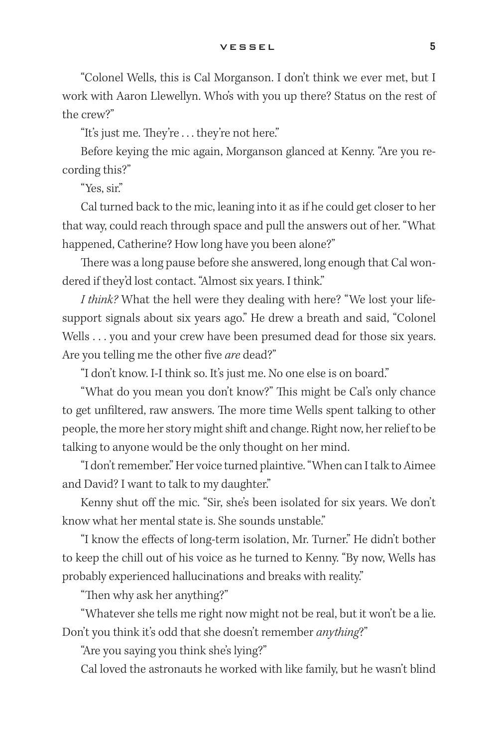"Colonel Wells, this is Cal Morganson. I don't think we ever met, but I work with Aaron Llewellyn. Who's with you up there? Status on the rest of the crew?"

"It's just me. They're . . . they're not here."

Before keying the mic again, Morganson glanced at Kenny. "Are you recording this?"

"Yes, sir."

Cal turned back to the mic, leaning into it as if he could get closer to her that way, could reach through space and pull the answers out of her. "What happened, Catherine? How long have you been alone?"

There was a long pause before she answered, long enough that Cal wondered if they'd lost contact. "Almost six years. I think."

*I think?* What the hell were they dealing with here? "We lost your life-support signals about six years ago." He drew a breath and said, "Colonel Wells . . . you and your crew have been presumed dead for those six years. Are you telling me the other five *are* dead?"

"I don't know. I-I think so. It's just me. No one else is on board."

"What do you mean you don't know?" This might be Cal's only chance to get unfiltered, raw answers. The more time Wells spent talking to other people, the more her story might shift and change. Right now, her relief to be talking to anyone would be the only thought on her mind.

"I don't remember." Her voice turned plaintive. "When can I talk to Aimee and David? I want to talk to my daughter."

Kenny shut off the mic. "Sir, she's been isolated for six years. We don't know what her mental state is. She sounds unstable."

"I know the effects of long-term isolation, Mr. Turner." He didn't bother to keep the chill out of his voice as he turned to Kenny. "By now, Wells has probably experienced hallucinations and breaks with reality."

"Then why ask her anything?"

"Whatever she tells me right now might not be real, but it won't be a lie. Don't you think it's odd that she doesn't remember *anything*?"

"Are you saying you think she's lying?"

Cal loved the astronauts he worked with like family, but he wasn't blind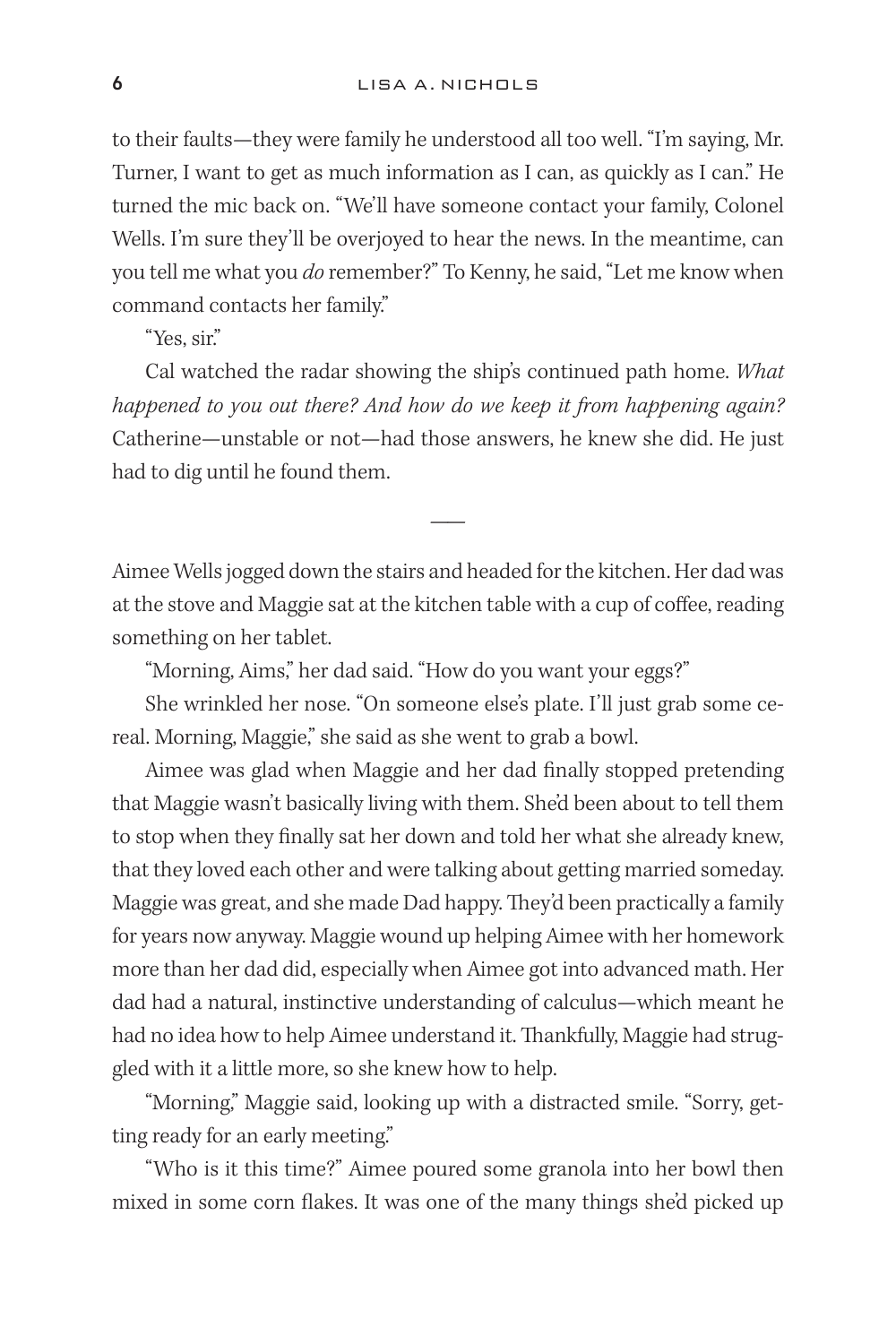to their faults—they were family he understood all too well. "I'm saying, Mr. Turner, I want to get as much information as I can, as quickly as I can." He turned the mic back on. "We'll have someone contact your family, Colonel Wells. I'm sure they'll be overjoyed to hear the news. In the meantime, can you tell me what you *do* remember?" To Kenny, he said, "Let me know when command contacts her family."

"Yes, sir."

Cal watched the radar showing the ship's continued path home. *What happened to you out there? And how do we keep it from happening again?* Catherine—unstable or not—had those answers, he knew she did. He just had to dig until he found them.

---

Aimee Wells jogged down the stairs and headed for the kitchen. Her dad was at the stove and Maggie sat at the kitchen table with a cup of coffee, reading something on her tablet.

"Morning, Aims," her dad said. "How do you want your eggs?"

She wrinkled her nose. "On someone else's plate. I'll just grab some cereal. Morning, Maggie," she said as she went to grab a bowl.

Aimee was glad when Maggie and her dad finally stopped pretending that Maggie wasn't basically living with them. She'd been about to tell them to stop when they finally sat her down and told her what she already knew, that they loved each other and were talking about getting married someday. Maggie was great, and she made Dad happy. They'd been practically a family for years now anyway. Maggie wound up helping Aimee with her homework more than her dad did, especially when Aimee got into advanced math. Her dad had a natural, instinctive understanding of calculus—which meant he had no idea how to help Aimee understand it. Thankfully, Maggie had struggled with it a little more, so she knew how to help.

"Morning," Maggie said, looking up with a distracted smile. "Sorry, getting ready for an early meeting."

"Who is it this time?" Aimee poured some granola into her bowl then mixed in some corn flakes. It was one of the many things she'd picked up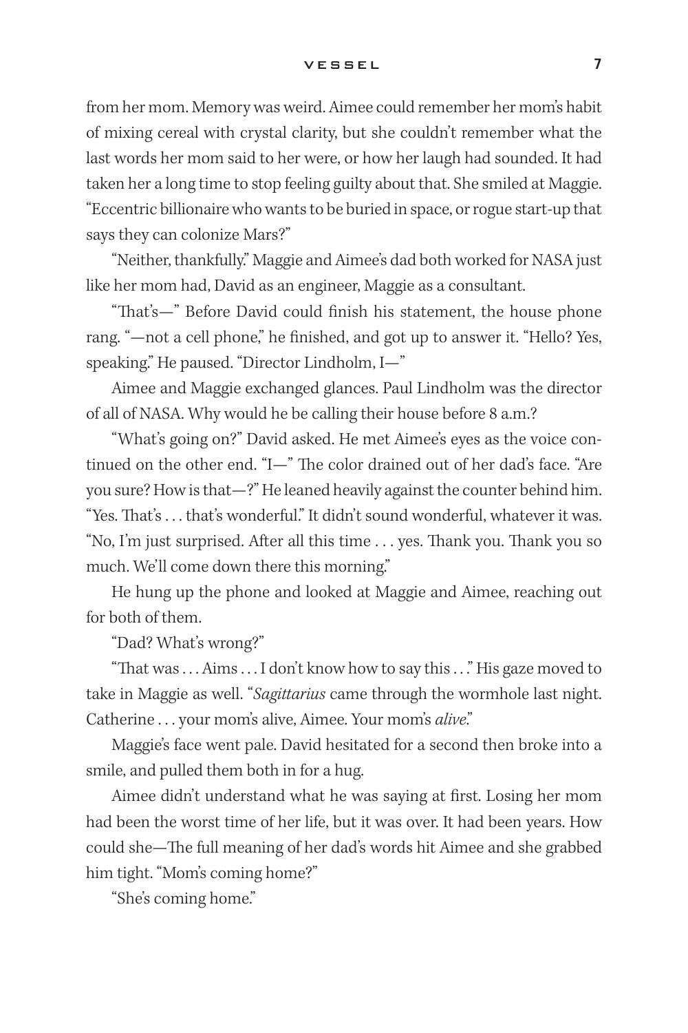from her mom. Memory was weird. Aimee could remember her mom's habit of mixing cereal with crystal clarity, but she couldn't remember what the last words her mom said to her were, or how her laugh had sounded. It had taken her a long time to stop feeling guilty about that. She smiled at Maggie. "Eccentric billionaire who wants to be buried in space, or rogue start-up that says they can colonize Mars?"

"Neither, thankfully." Maggie and Aimee's dad both worked for NASA just like her mom had, David as an engineer, Maggie as a consultant.

"That's—" Before David could finish his statement, the house phone rang. "—not a cell phone," he finished, and got up to answer it. "Hello? Yes, speaking." He paused. "Director Lindholm, I—"

Aimee and Maggie exchanged glances. Paul Lindholm was the director of all of NASA. Why would he be calling their house before 8 a.m.?

"What's going on?" David asked. He met Aimee's eyes as the voice continued on the other end. "I—" The color drained out of her dad's face. "Are you sure? How is that—?" He leaned heavily against the counter behind him. "Yes. That's . . . that's wonderful." It didn't sound wonderful, whatever it was. "No, I'm just surprised. After all this time . . . yes. Thank you. Thank you so much. We'll come down there this morning."

He hung up the phone and looked at Maggie and Aimee, reaching out for both of them.

"Dad? What's wrong?"

"That was . . . Aims . . . I don't know how to say this . . ." His gaze moved to take in Maggie as well. "*Sagittarius* came through the wormhole last night. Catherine . . . your mom's alive, Aimee. Your mom's *alive*."

Maggie's face went pale. David hesitated for a second then broke into a smile, and pulled them both in for a hug.

Aimee didn't understand what he was saying at first. Losing her mom had been the worst time of her life, but it was over. It had been years. How could she—The full meaning of her dad's words hit Aimee and she grabbed him tight. "Mom's coming home?"

"She's coming home."